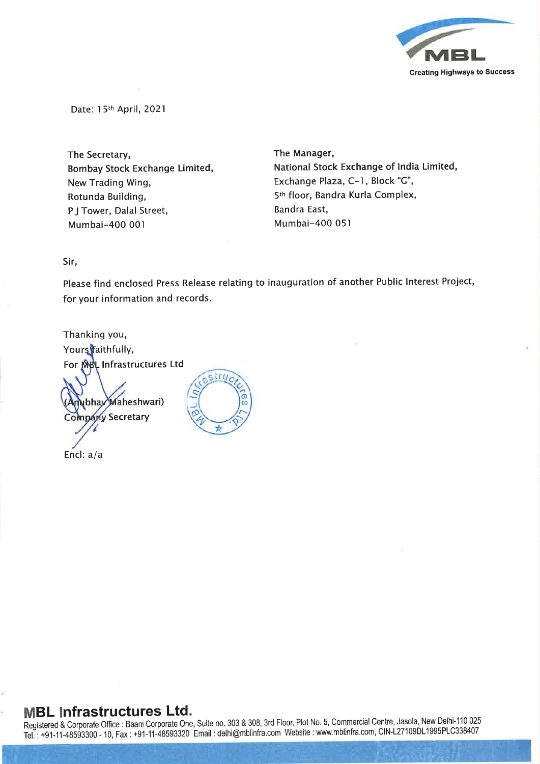MBL

Creating Highways to Success

Date: 15th April, 2021

The Secretary,
Bombay Stock Exchange Limited,
New Trading Wing,
Rotunda Building,
P J Tower, Dalal Street,
Mumbai-400 001

The Manager,
National Stock Exchange of India Limited,
Exchange Plaza, C-1, Block "G",
5th floor, Bandra Kurla Complex,
Bandra East,
Mumbai-400 051

Sir,

Please find enclosed Press Release relating to inauguration of another Public Interest Project, for your information and records.

Thanking you,
Yours faithfully,
For MBL Infrastructures Ltd

(Anubhav Maheshwari)
Company Secretary

Encl: a/a

**MBL Infrastructures Ltd.**
Registered & Corporate Office : Baani Corporate One, Suite no. 303 & 308, 3rd Floor, Plot No. 5, Commercial Centre, Jasola, New Delhi-110 025
Tel. : +91-11-48593300 - 10, Fax : +91-11-48593320 Email : delhi@mblinfra.com Website : www.mblinfra.com, CIN-L27109DL1995PLC338407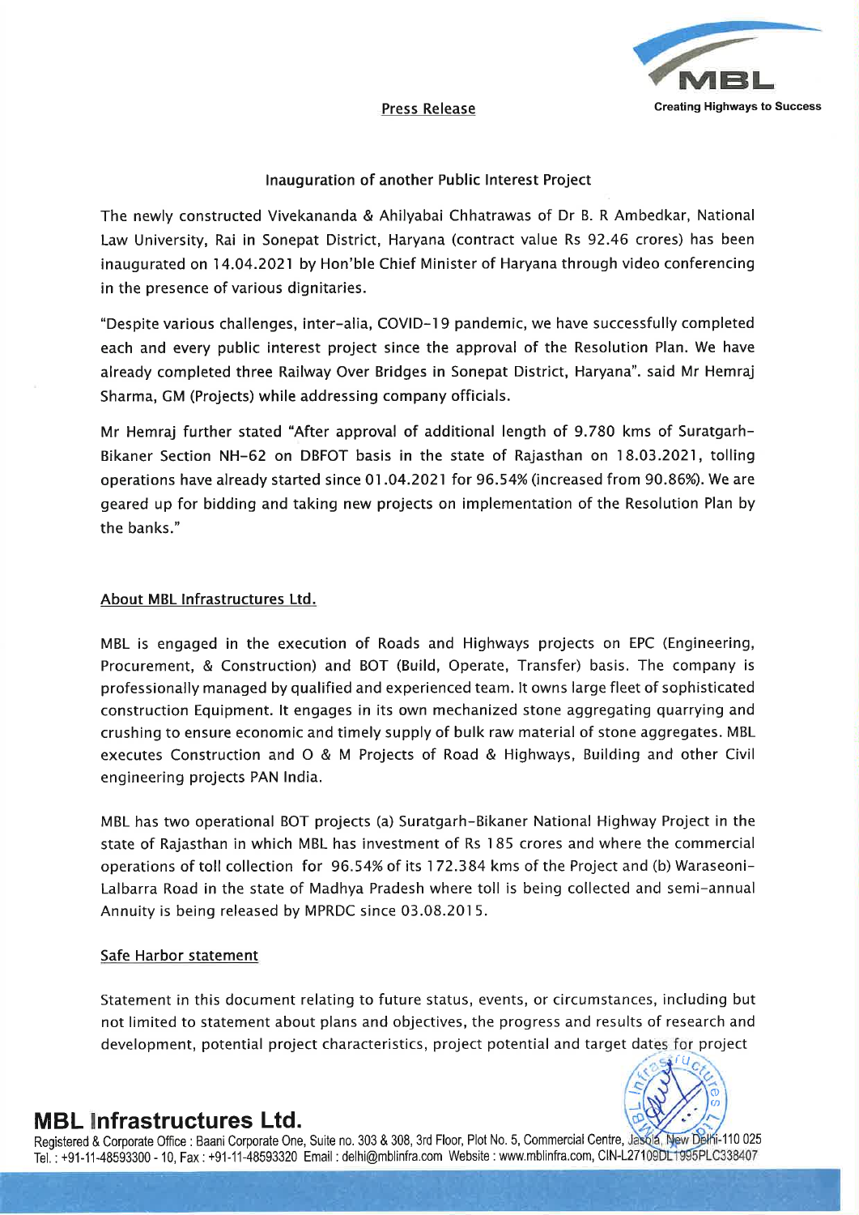**Press Release**

### Inauguration of another Public Interest Project

The newly constructed Vivekananda & Ahilyabai Chhatrawas of Dr B. R Ambedkar, National Law University, Rai in Sonepat District, Haryana (contract value Rs 92.46 crores) has been inaugurated on 14.04.2021 by Hon'ble Chief Minister of Haryana through video conferencing in the presence of various dignitaries.

"Despite various challenges, inter-alia, COVID-19 pandemic, we have successfully completed each and every public interest project since the approval of the Resolution Plan. We have already completed three Railway Over Bridges in Sonepat District, Haryana". said Mr Hemraj Sharma, GM (Projects) while addressing company officials.

Mr Hemraj further stated "After approval of additional length of 9.780 kms of Suratgarh-Bikaner Section NH-62 on DBFOT basis in the state of Rajasthan on 18.03.2021, tolling operations have already started since 01.04.2021 for 96.54% (increased from 90.86%). We are geared up for bidding and taking new projects on implementation of the Resolution Plan by the banks."

## About MBL Infrastructures Ltd.

MBL is engaged in the execution of Roads and Highways projects on EPC (Engineering, Procurement, & Construction) and BOT (Build, Operate, Transfer) basis. The company is professionally managed by qualified and experienced team. It owns large fleet of sophisticated construction Equipment. It engages in its own mechanized stone aggregating quarrying and crushing to ensure economic and timely supply of bulk raw material of stone aggregates. MBL executes Construction and O & M Projects of Road & Highways, Building and other Civil engineering projects PAN India.

MBL has two operational BOT projects (a) Suratgarh-Bikaner National Highway Project in the state of Rajasthan in which MBL has investment of Rs 185 crores and where the commercial operations of toll collection for 96.54% of its 172.384 kms of the Project and (b) Waraseoni-Lalbarra Road in the state of Madhya Pradesh where toll is being collected and semi-annual Annuity is being released by MPRDC since 03.08.2015.

## Safe Harbor statement

Statement in this document relating to future status, events, or circumstances, including but not limited to statement about plans and objectives, the progress and results of research and development, potential project characteristics, project potential and target dates for project

**MBL Infrastructures Ltd.**

Registered & Corporate Office : Baani Corporate One, Suite no. 303 & 308, 3rd Floor, Plot No. 5, Commercial Centre, Jasola, New Delhi-110 025
Tel. : +91-11-48593300 - 10, Fax : +91-11-48593320 Email : delhi@mblinfra.com Website : www.mblinfra.com, CIN-L27109DL1995PLC338407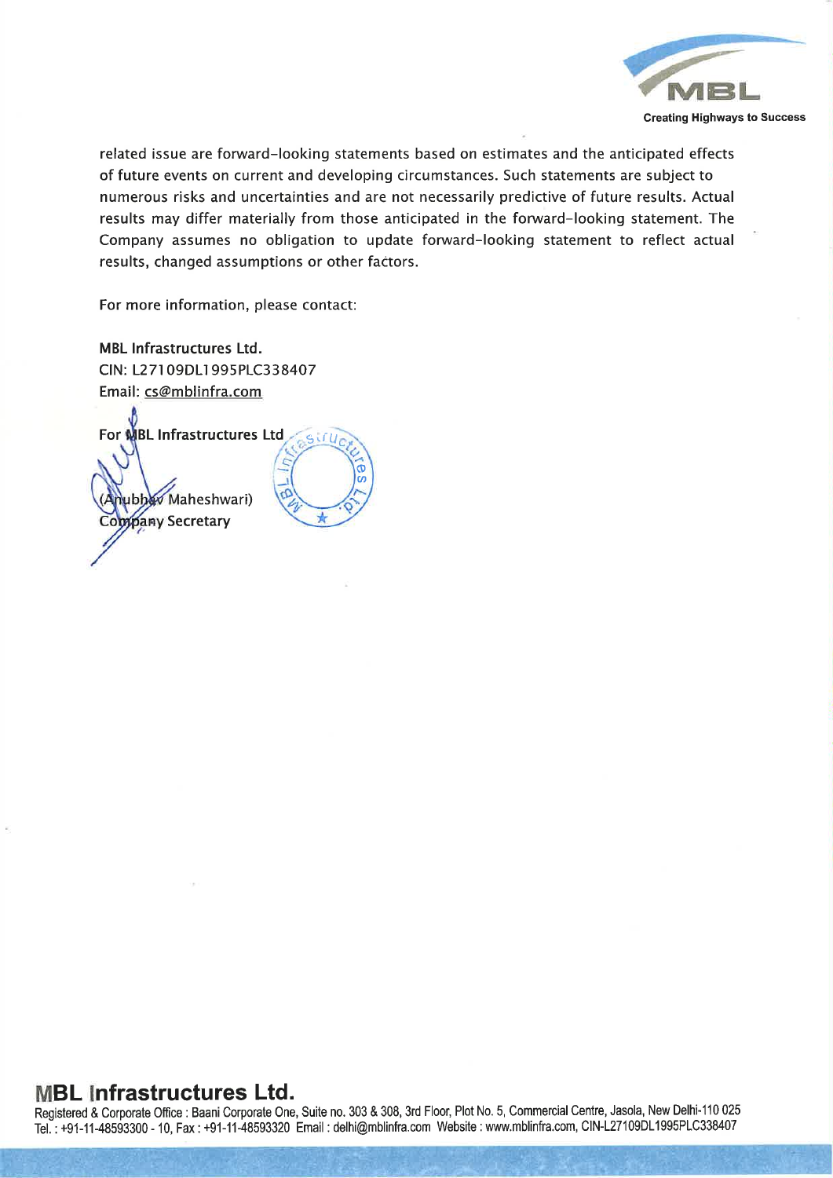related issue are forward-looking statements based on estimates and the anticipated effects of future events on current and developing circumstances. Such statements are subject to numerous risks and uncertainties and are not necessarily predictive of future results. Actual results may differ materially from those anticipated in the forward-looking statement. The Company assumes no obligation to update forward-looking statement to reflect actual results, changed assumptions or other factors.

For more information, please contact:

**MBL Infrastructures Ltd.**
CIN: L27109DL1995PLC338407
Email: cs@mblinfra.com

**For MBL Infrastructures Ltd**

(Anubhav Maheshwari)
Company Secretary